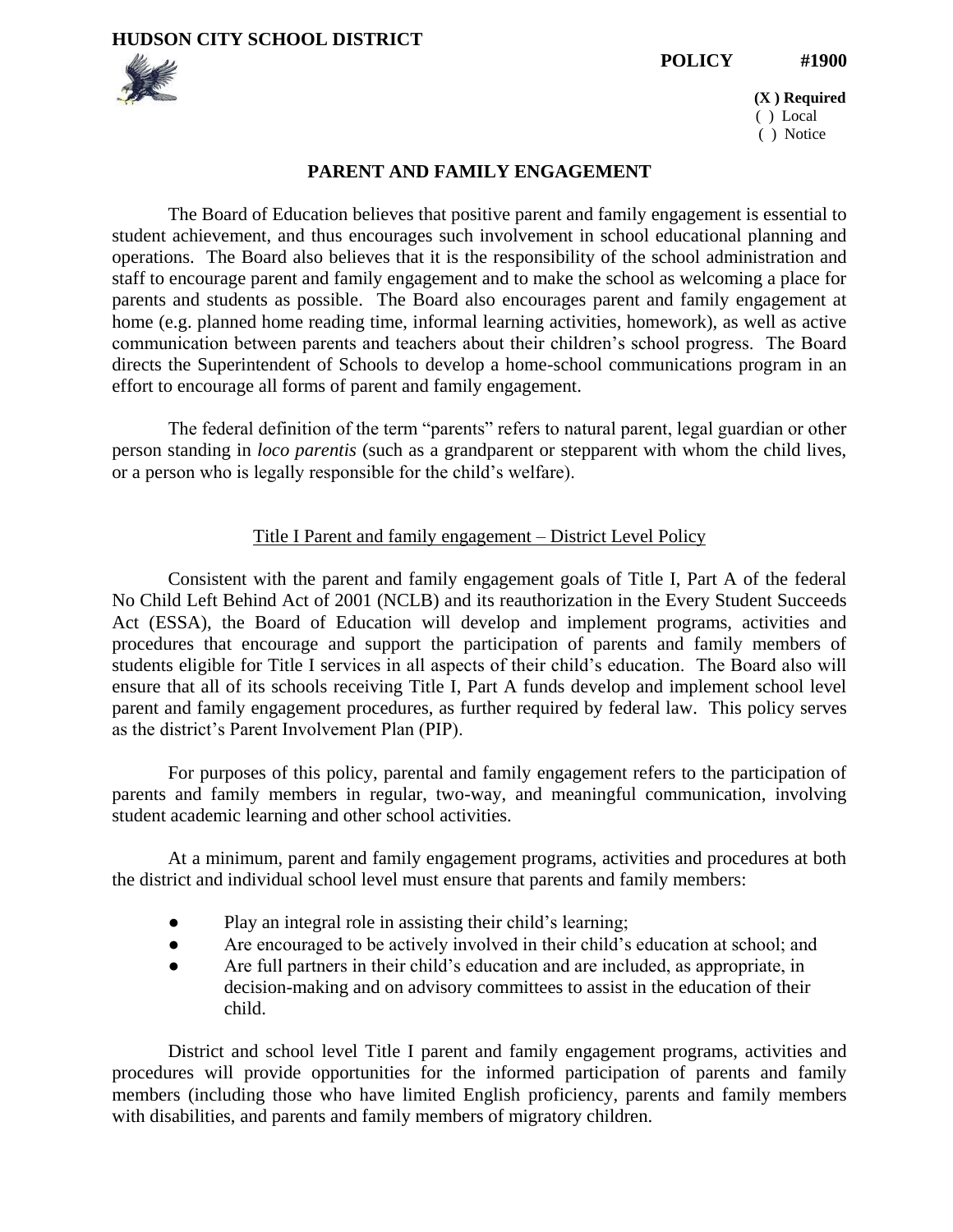**HUDSON CITY SCHOOL DISTRICT**

**POLICY #1900**

**(X ) Required**
( ) Local
( ) Notice

# PARENT AND FAMILY ENGAGEMENT

The Board of Education believes that positive parent and family engagement is essential to student achievement, and thus encourages such involvement in school educational planning and operations. The Board also believes that it is the responsibility of the school administration and staff to encourage parent and family engagement and to make the school as welcoming a place for parents and students as possible. The Board also encourages parent and family engagement at home (e.g. planned home reading time, informal learning activities, homework), as well as active communication between parents and teachers about their children's school progress. The Board directs the Superintendent of Schools to develop a home-school communications program in an effort to encourage all forms of parent and family engagement.

The federal definition of the term "parents" refers to natural parent, legal guardian or other person standing in *loco parentis* (such as a grandparent or stepparent with whom the child lives, or a person who is legally responsible for the child's welfare).

## Title I Parent and family engagement – District Level Policy

Consistent with the parent and family engagement goals of Title I, Part A of the federal No Child Left Behind Act of 2001 (NCLB) and its reauthorization in the Every Student Succeeds Act (ESSA), the Board of Education will develop and implement programs, activities and procedures that encourage and support the participation of parents and family members of students eligible for Title I services in all aspects of their child's education. The Board also will ensure that all of its schools receiving Title I, Part A funds develop and implement school level parent and family engagement procedures, as further required by federal law. This policy serves as the district's Parent Involvement Plan (PIP).

For purposes of this policy, parental and family engagement refers to the participation of parents and family members in regular, two-way, and meaningful communication, involving student academic learning and other school activities.

At a minimum, parent and family engagement programs, activities and procedures at both the district and individual school level must ensure that parents and family members:

- Play an integral role in assisting their child's learning;
- Are encouraged to be actively involved in their child's education at school; and
- Are full partners in their child's education and are included, as appropriate, in decision-making and on advisory committees to assist in the education of their child.

District and school level Title I parent and family engagement programs, activities and procedures will provide opportunities for the informed participation of parents and family members (including those who have limited English proficiency, parents and family members with disabilities, and parents and family members of migratory children.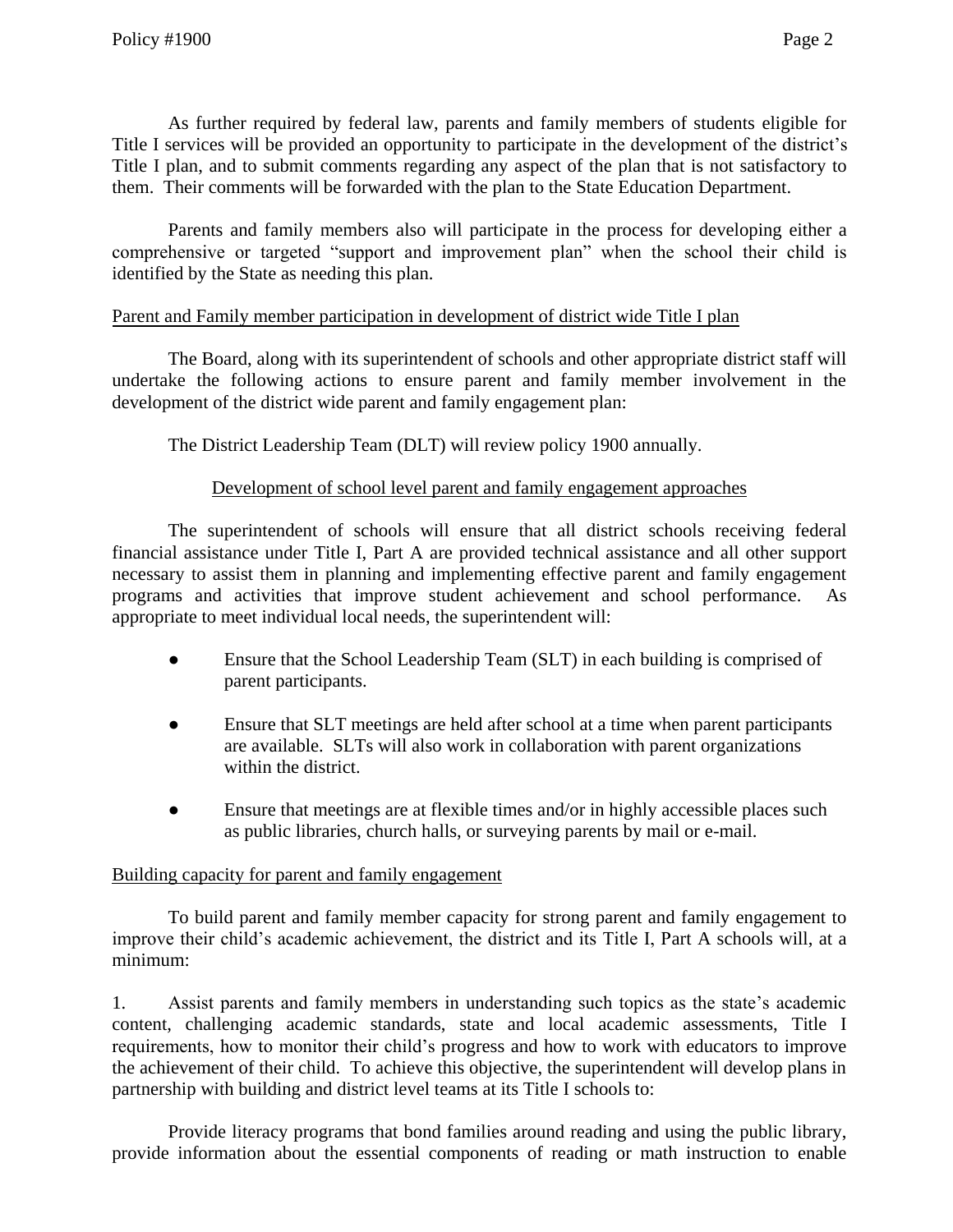As further required by federal law, parents and family members of students eligible for Title I services will be provided an opportunity to participate in the development of the district's Title I plan, and to submit comments regarding any aspect of the plan that is not satisfactory to them. Their comments will be forwarded with the plan to the State Education Department.

Parents and family members also will participate in the process for developing either a comprehensive or targeted "support and improvement plan" when the school their child is identified by the State as needing this plan.

<u>Parent and Family member participation in development of district wide Title I plan</u>

The Board, along with its superintendent of schools and other appropriate district staff will undertake the following actions to ensure parent and family member involvement in the development of the district wide parent and family engagement plan:

The District Leadership Team (DLT) will review policy 1900 annually.

<u>Development of school level parent and family engagement approaches</u>

The superintendent of schools will ensure that all district schools receiving federal financial assistance under Title I, Part A are provided technical assistance and all other support necessary to assist them in planning and implementing effective parent and family engagement programs and activities that improve student achievement and school performance. As appropriate to meet individual local needs, the superintendent will:

- Ensure that the School Leadership Team (SLT) in each building is comprised of parent participants.
- Ensure that SLT meetings are held after school at a time when parent participants are available. SLTs will also work in collaboration with parent organizations within the district.
- Ensure that meetings are at flexible times and/or in highly accessible places such as public libraries, church halls, or surveying parents by mail or e-mail.

<u>Building capacity for parent and family engagement</u>

To build parent and family member capacity for strong parent and family engagement to improve their child's academic achievement, the district and its Title I, Part A schools will, at a minimum:

1. Assist parents and family members in understanding such topics as the state's academic content, challenging academic standards, state and local academic assessments, Title I requirements, how to monitor their child's progress and how to work with educators to improve the achievement of their child. To achieve this objective, the superintendent will develop plans in partnership with building and district level teams at its Title I schools to:

Provide literacy programs that bond families around reading and using the public library, provide information about the essential components of reading or math instruction to enable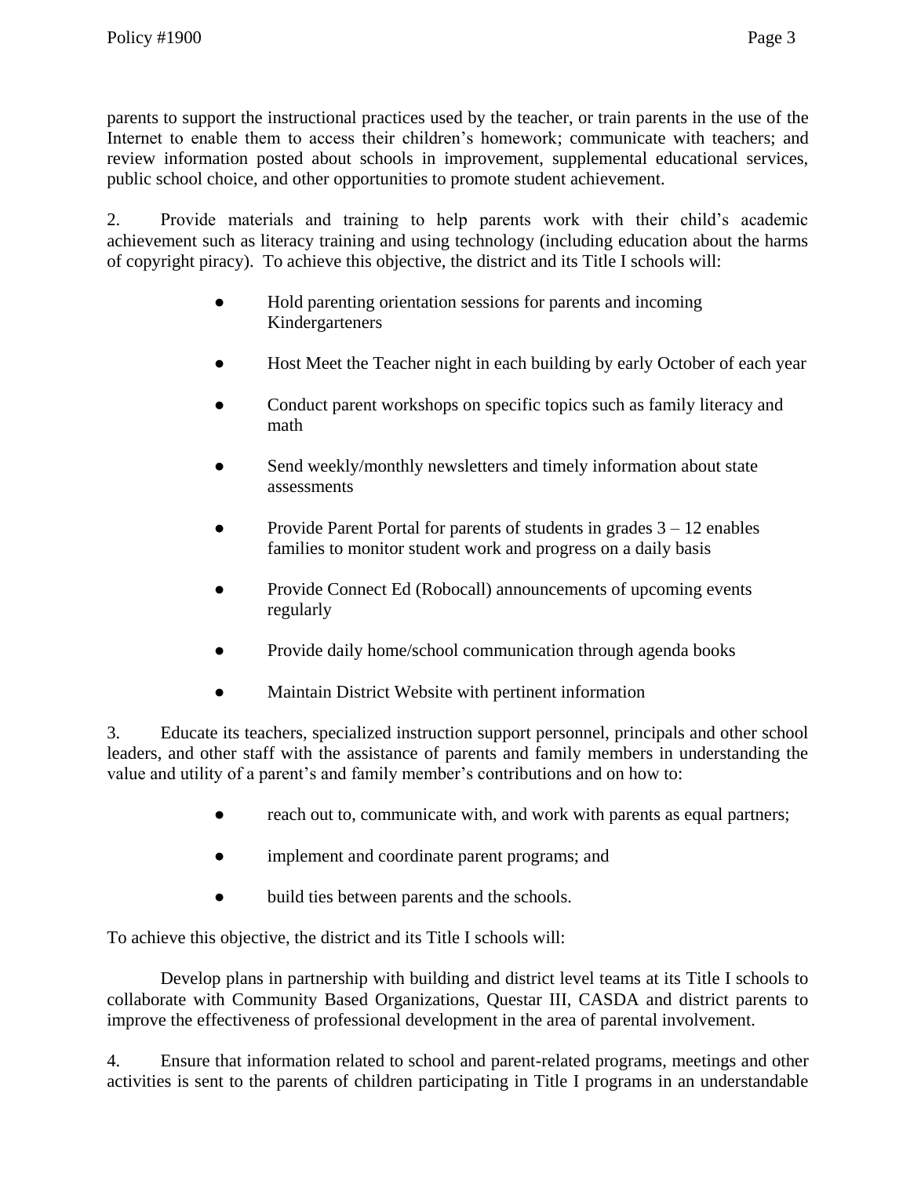parents to support the instructional practices used by the teacher, or train parents in the use of the Internet to enable them to access their children's homework; communicate with teachers; and review information posted about schools in improvement, supplemental educational services, public school choice, and other opportunities to promote student achievement.

2. Provide materials and training to help parents work with their child's academic achievement such as literacy training and using technology (including education about the harms of copyright piracy). To achieve this objective, the district and its Title I schools will:

- Hold parenting orientation sessions for parents and incoming Kindergarteners
- Host Meet the Teacher night in each building by early October of each year
- Conduct parent workshops on specific topics such as family literacy and math
- Send weekly/monthly newsletters and timely information about state assessments
- Provide Parent Portal for parents of students in grades 3 – 12 enables families to monitor student work and progress on a daily basis
- Provide Connect Ed (Robocall) announcements of upcoming events regularly
- Provide daily home/school communication through agenda books
- Maintain District Website with pertinent information

3. Educate its teachers, specialized instruction support personnel, principals and other school leaders, and other staff with the assistance of parents and family members in understanding the value and utility of a parent's and family member's contributions and on how to:

- reach out to, communicate with, and work with parents as equal partners;
- implement and coordinate parent programs; and
- build ties between parents and the schools.

To achieve this objective, the district and its Title I schools will:

Develop plans in partnership with building and district level teams at its Title I schools to collaborate with Community Based Organizations, Questar III, CASDA and district parents to improve the effectiveness of professional development in the area of parental involvement.

4. Ensure that information related to school and parent-related programs, meetings and other activities is sent to the parents of children participating in Title I programs in an understandable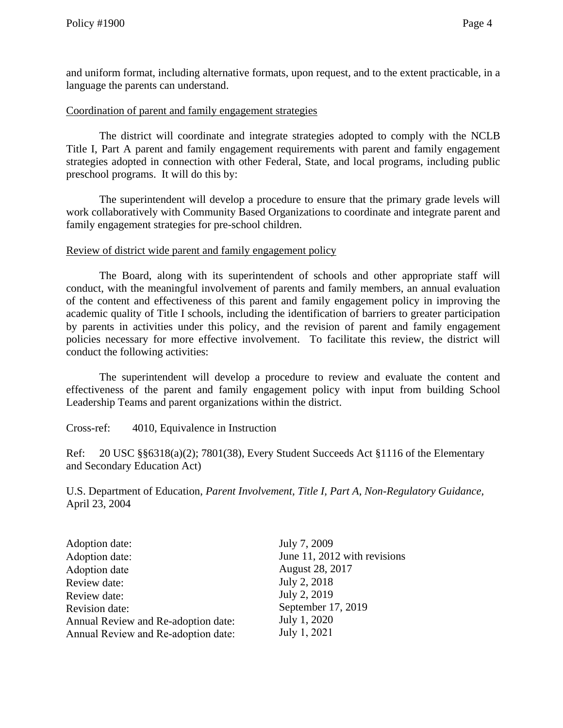and uniform format, including alternative formats, upon request, and to the extent practicable, in a language the parents can understand.

<u>Coordination of parent and family engagement strategies</u>

The district will coordinate and integrate strategies adopted to comply with the NCLB Title I, Part A parent and family engagement requirements with parent and family engagement strategies adopted in connection with other Federal, State, and local programs, including public preschool programs. It will do this by:

The superintendent will develop a procedure to ensure that the primary grade levels will work collaboratively with Community Based Organizations to coordinate and integrate parent and family engagement strategies for pre-school children.

<u>Review of district wide parent and family engagement policy</u>

The Board, along with its superintendent of schools and other appropriate staff will conduct, with the meaningful involvement of parents and family members, an annual evaluation of the content and effectiveness of this parent and family engagement policy in improving the academic quality of Title I schools, including the identification of barriers to greater participation by parents in activities under this policy, and the revision of parent and family engagement policies necessary for more effective involvement. To facilitate this review, the district will conduct the following activities:

The superintendent will develop a procedure to review and evaluate the content and effectiveness of the parent and family engagement policy with input from building School Leadership Teams and parent organizations within the district.

Cross-ref: 4010, Equivalence in Instruction

Ref: 20 USC §§6318(a)(2); 7801(38), Every Student Succeeds Act §1116 of the Elementary and Secondary Education Act)

U.S. Department of Education, *Parent Involvement, Title I, Part A, Non-Regulatory Guidance,* April 23, 2004

| | |
|---|---|
| Adoption date: | July 7, 2009 |
| Adoption date: | June 11, 2012 with revisions |
| Adoption date | August 28, 2017 |
| Review date: | July 2, 2018 |
| Review date: | July 2, 2019 |
| Revision date: | September 17, 2019 |
| Annual Review and Re-adoption date: | July 1, 2020 |
| Annual Review and Re-adoption date: | July 1, 2021 |